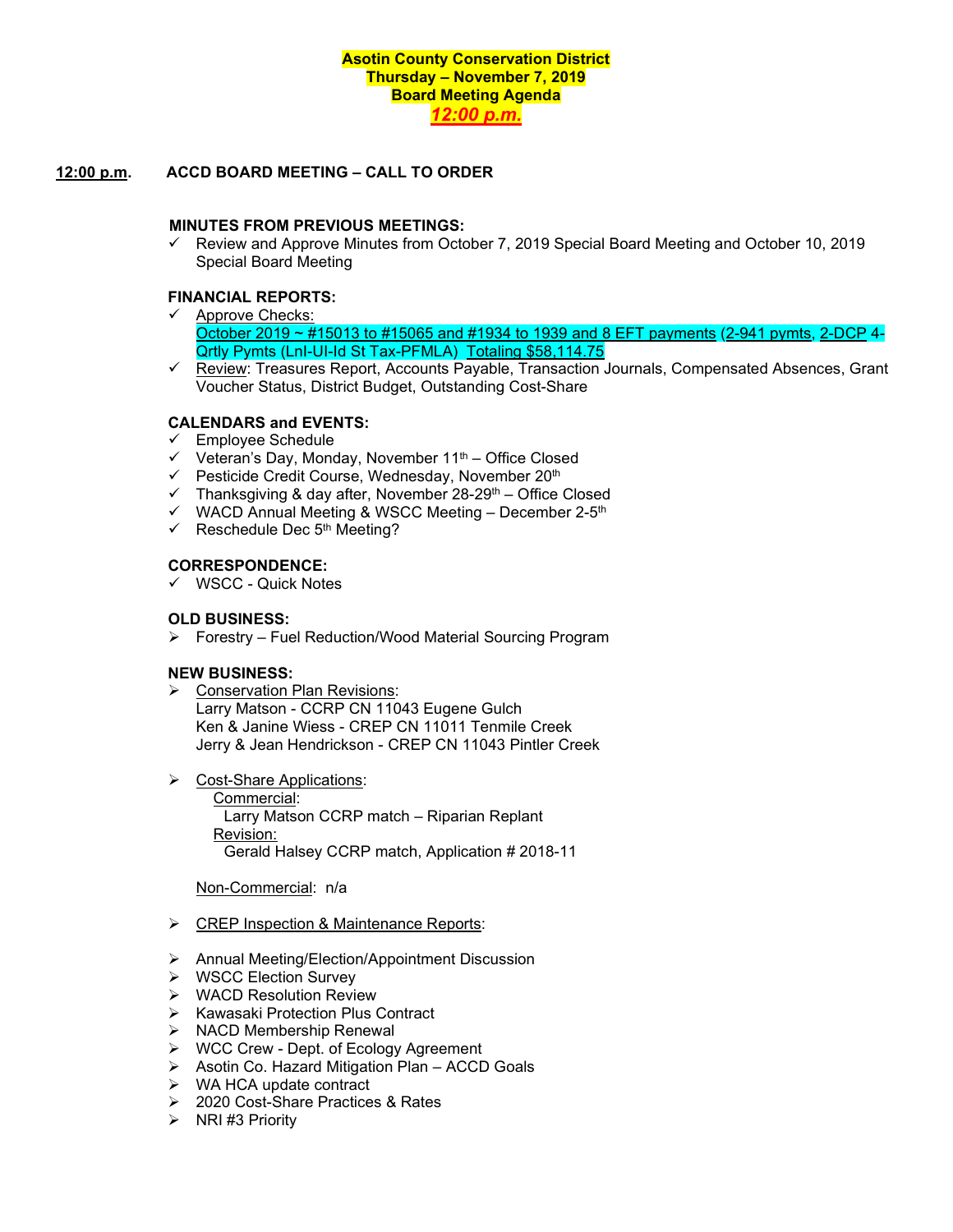**Asotin County Conservation District**
**Thursday – November 7, 2019**
**Board Meeting Agenda**
***12:00 p.m.***

**12:00 p.m. ACCD BOARD MEETING – CALL TO ORDER**

**MINUTES FROM PREVIOUS MEETINGS:**

- ✓ Review and Approve Minutes from October 7, 2019 Special Board Meeting and October 10, 2019 Special Board Meeting

**FINANCIAL REPORTS:**

- ✓ Approve Checks:
  October 2019 ~ #15013 to #15065 and #1934 to 1939 and 8 EFT payments (2-941 pymts, 2-DCP 4-Qrtly Pymts (LnI-UI-Id St Tax-PFMLA) Totaling $58,114.75
- ✓ Review: Treasures Report, Accounts Payable, Transaction Journals, Compensated Absences, Grant Voucher Status, District Budget, Outstanding Cost-Share

**CALENDARS and EVENTS:**

- ✓ Employee Schedule
- ✓ Veteran's Day, Monday, November 11th – Office Closed
- ✓ Pesticide Credit Course, Wednesday, November 20th
- ✓ Thanksgiving & day after, November 28-29th – Office Closed
- ✓ WACD Annual Meeting & WSCC Meeting – December 2-5th
- ✓ Reschedule Dec 5th Meeting?

**CORRESPONDENCE:**

- ✓ WSCC - Quick Notes

**OLD BUSINESS:**

- ➢ Forestry – Fuel Reduction/Wood Material Sourcing Program

**NEW BUSINESS:**

- ➢ Conservation Plan Revisions:
  Larry Matson - CCRP CN 11043 Eugene Gulch
  Ken & Janine Wiess - CREP CN 11011 Tenmile Creek
  Jerry & Jean Hendrickson - CREP CN 11043 Pintler Creek

- ➢ Cost-Share Applications:
  Commercial:
  Larry Matson CCRP match – Riparian Replant
  Revision:
  Gerald Halsey CCRP match, Application # 2018-11

  Non-Commercial: n/a

- ➢ CREP Inspection & Maintenance Reports:

- ➢ Annual Meeting/Election/Appointment Discussion
- ➢ WSCC Election Survey
- ➢ WACD Resolution Review
- ➢ Kawasaki Protection Plus Contract
- ➢ NACD Membership Renewal
- ➢ WCC Crew - Dept. of Ecology Agreement
- ➢ Asotin Co. Hazard Mitigation Plan – ACCD Goals
- ➢ WA HCA update contract
- ➢ 2020 Cost-Share Practices & Rates
- ➢ NRI #3 Priority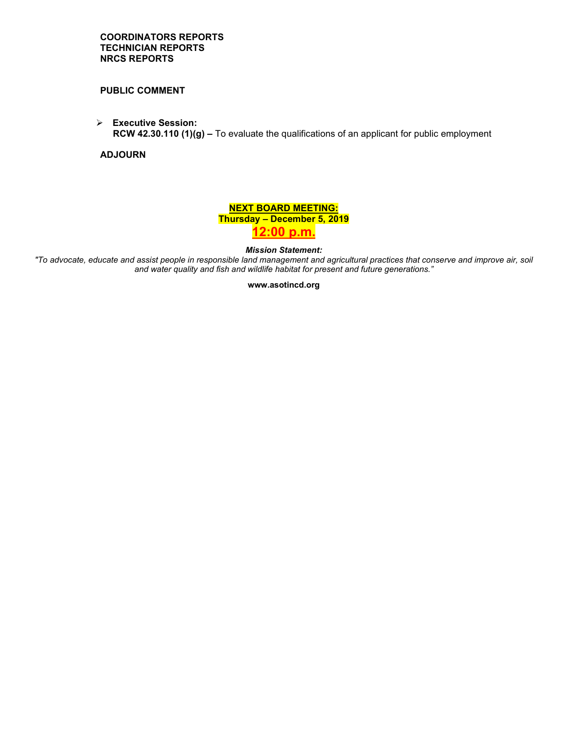**COORDINATORS REPORTS**
**TECHNICIAN REPORTS**
**NRCS REPORTS**

**PUBLIC COMMENT**

- **Executive Session:**
  **RCW 42.30.110 (1)(g) –** To evaluate the qualifications of an applicant for public employment

**ADJOURN**

**NEXT BOARD MEETING:**
**Thursday – December 5, 2019**
**12:00 p.m.**

***Mission Statement:***
*"To advocate, educate and assist people in responsible land management and agricultural practices that conserve and improve air, soil and water quality and fish and wildlife habitat for present and future generations."*

**www.asotincd.org**